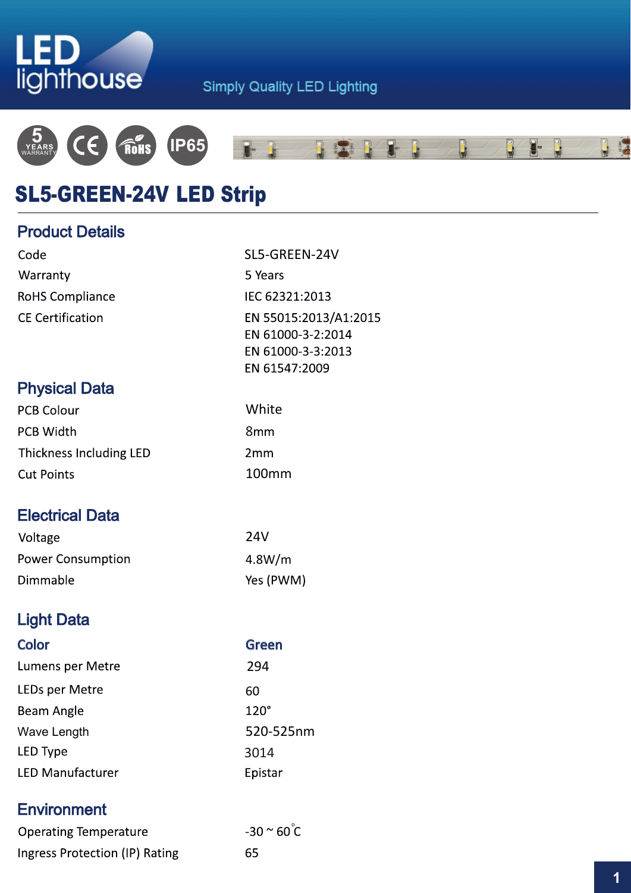LED lighthouse

Simply Quality LED Lighting

5 YEARS WARRANTY CE RoHS IP65

# SL5-GREEN-24V LED Strip

## Product Details

| | |
|---|---|
| Code | SL5-GREEN-24V |
| Warranty | 5 Years |
| RoHS Compliance | IEC 62321:2013 |
| CE Certification | EN 55015:2013/A1:2015<br>EN 61000-3-2:2014<br>EN 61000-3-3:2013<br>EN 61547:2009 |

## Physical Data

| | |
|---|---|
| PCB Colour | White |
| PCB Width | 8mm |
| Thickness Including LED | 2mm |
| Cut Points | 100mm |

## Electrical Data

| | |
|---|---|
| Voltage | 24V |
| Power Consumption | 4.8W/m |
| Dimmable | Yes (PWM) |

## Light Data

| Color | Green |
|---|---|
| Lumens per Metre | 294 |
| LEDs per Metre | 60 |
| Beam Angle | 120° |
| Wave Length | 520-525nm |
| LED Type | 3014 |
| LED Manufacturer | Epistar |

## Environment

| | |
|---|---|
| Operating Temperature | -30 ~ 60°C |
| Ingress Protection (IP) Rating | 65 |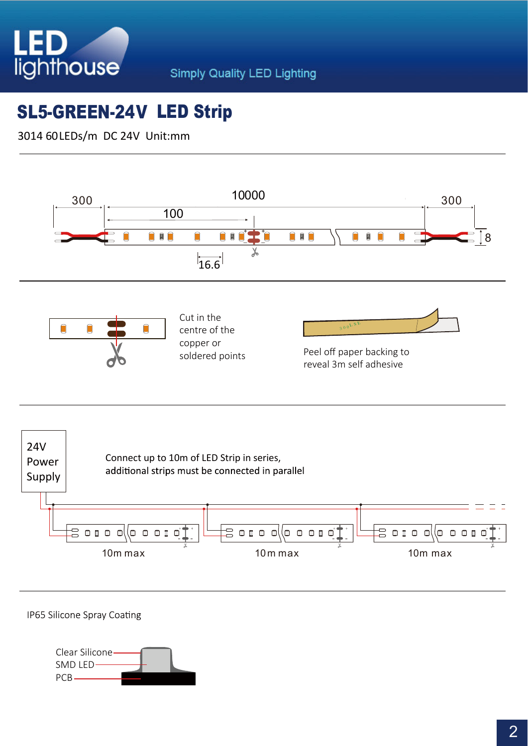# SL5-GREEN-24V LED Strip

3014 60LEDs/m DC 24V Unit:mm

300

10000

100

300

8

16.6

Cut in the centre of the copper or soldered points

Peel off paper backing to reveal 3m self adhesive

24V Power Supply

Connect up to 10m of LED Strip in series, additional strips must be connected in parallel

10m max

10m max

10m max

IP65 Silicone Spray Coating

Clear Silicone

SMD LED

PCB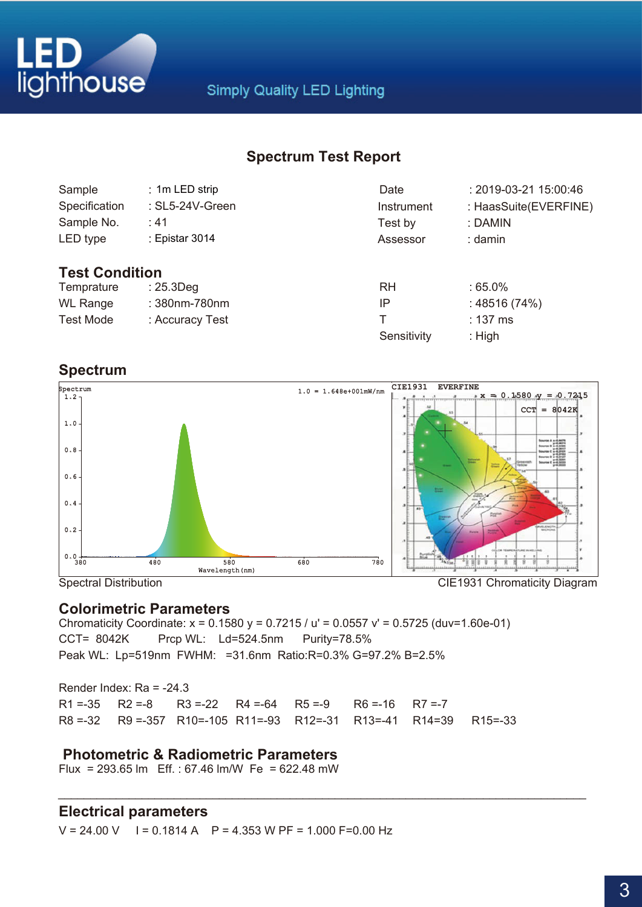## Spectrum Test Report

| | | | |
|---|---|---|---|
| Sample | : 1m LED strip | Date | : 2019-03-21 15:00:46 |
| Specification | : SL5-24V-Green | Instrument | : HaasSuite(EVERFINE) |
| Sample No. | : 41 | Test by | : DAMIN |
| LED type | : Epistar 3014 | Assessor | : damin |

### Test Condition

| | | | |
|---|---|---|---|
| Temprature | : 25.3Deg | RH | : 65.0% |
| WL Range | : 380nm-780nm | IP | : 48516 (74%) |
| Test Mode | : Accuracy Test | T | : 137 ms |
| | | Sensitivity | : High |

### Spectrum

Spectrum
1.0 = 1.648e+001mW/nm
1.2
1.0
0.8
0.6
0.4
0.2
0.0
380 480 580 680 780
Wavelength(nm)

CIE1931 EVERFINE
x = 0.1580 y = 0.7215
CCT = 8042K

Spectral Distribution

CIE1931 Chromaticity Diagram

### Colorimetric Parameters

Chromaticity Coordinate: x = 0.1580 y = 0.7215 / u' = 0.0557 v' = 0.5725 (duv=1.60e-01)

CCT= 8042K Prcp WL: Ld=524.5nm Purity=78.5%

Peak WL: Lp=519nm FWHM: =31.6nm Ratio:R=0.3% G=97.2% B=2.5%

Render Index: Ra = -24.3

| | | | | | | | |
|---|---|---|---|---|---|---|---|
| R1 =-35 | R2 =-8 | R3 =-22 | R4 =-64 | R5 =-9 | R6 =-16 | R7 =-7 | |
| R8 =-32 | R9 =-357 | R10=-105 | R11=-93 | R12=-31 | R13=-41 | R14=39 | R15=-33 |

### Photometric & Radiometric Parameters

Flux = 293.65 lm Eff. : 67.46 lm/W Fe = 622.48 mW

### Electrical parameters

V = 24.00 V I = 0.1814 A P = 4.353 W PF = 1.000 F=0.00 Hz